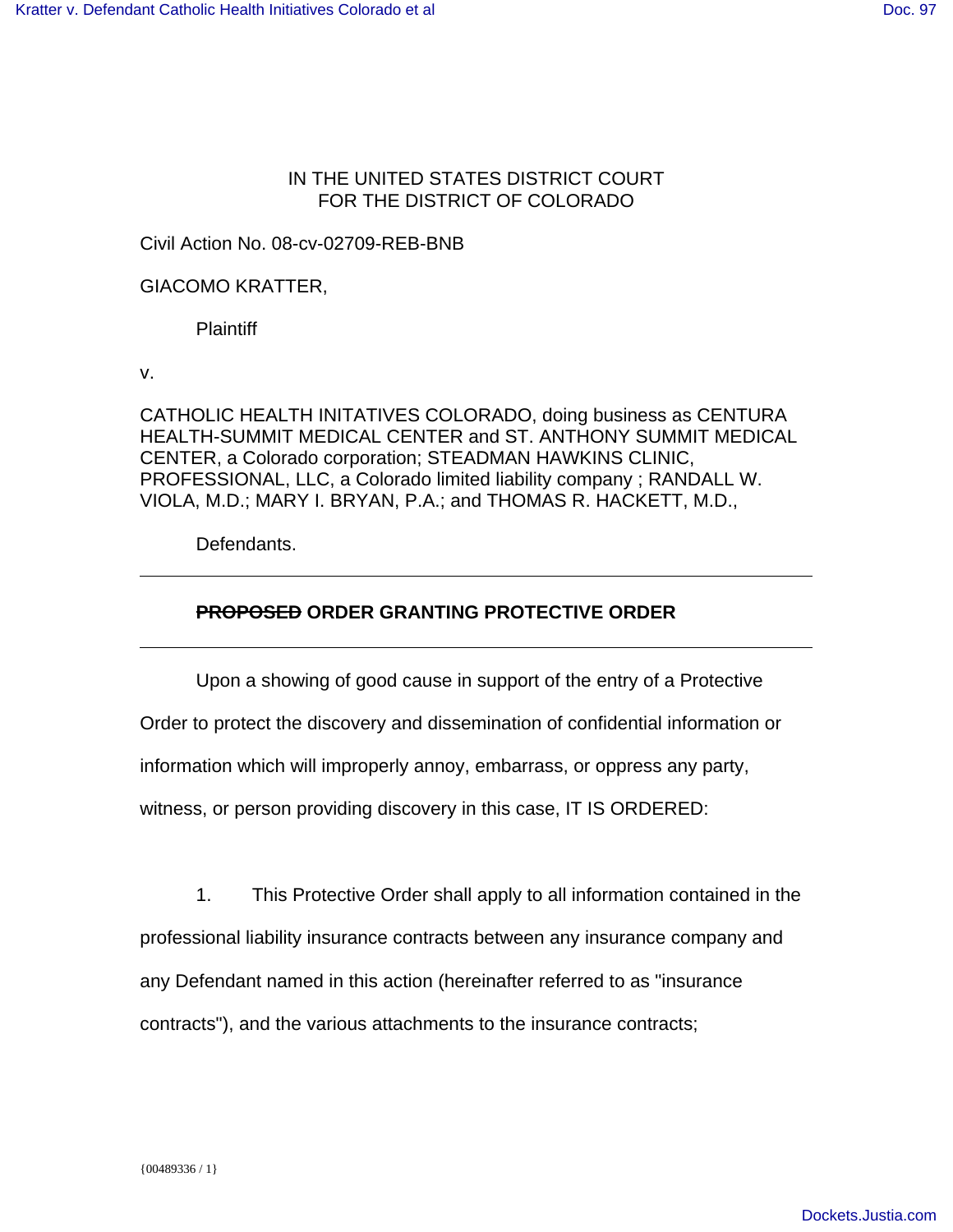IN THE UNITED STATES DISTRICT COURT
FOR THE DISTRICT OF COLORADO

Civil Action No. 08-cv-02709-REB-BNB

GIACOMO KRATTER,

Plaintiff

v.

CATHOLIC HEALTH INITATIVES COLORADO, doing business as CENTURA HEALTH-SUMMIT MEDICAL CENTER and ST. ANTHONY SUMMIT MEDICAL CENTER, a Colorado corporation; STEADMAN HAWKINS CLINIC, PROFESSIONAL, LLC, a Colorado limited liability company ; RANDALL W. VIOLA, M.D.; MARY I. BRYAN, P.A.; and THOMAS R. HACKETT, M.D.,

Defendants.

---

**~~PROPOSED~~ ORDER GRANTING PROTECTIVE ORDER**

---

Upon a showing of good cause in support of the entry of a Protective Order to protect the discovery and dissemination of confidential information or information which will improperly annoy, embarrass, or oppress any party, witness, or person providing discovery in this case, IT IS ORDERED:

1. This Protective Order shall apply to all information contained in the professional liability insurance contracts between any insurance company and any Defendant named in this action (hereinafter referred to as "insurance contracts"), and the various attachments to the insurance contracts;

{00489336 / 1}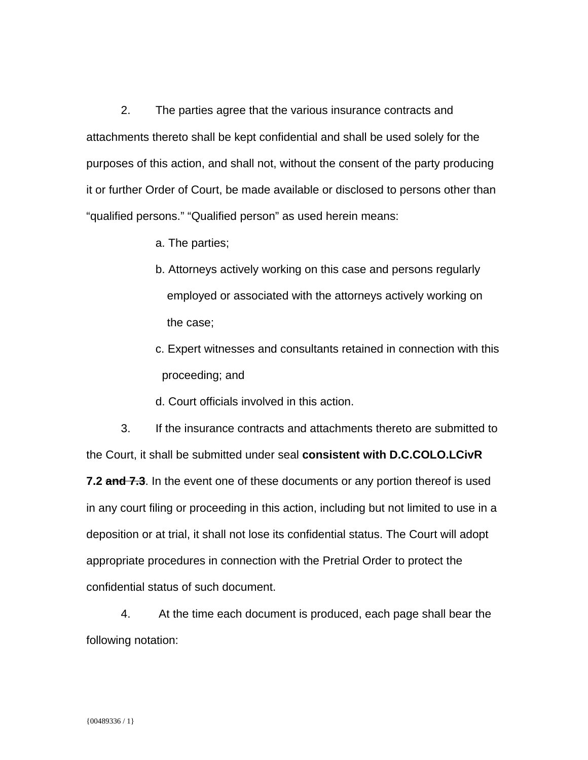2. The parties agree that the various insurance contracts and attachments thereto shall be kept confidential and shall be used solely for the purposes of this action, and shall not, without the consent of the party producing it or further Order of Court, be made available or disclosed to persons other than "qualified persons." "Qualified person" as used herein means:

a. The parties;

b. Attorneys actively working on this case and persons regularly employed or associated with the attorneys actively working on the case;

c. Expert witnesses and consultants retained in connection with this proceeding; and

d. Court officials involved in this action.

3. If the insurance contracts and attachments thereto are submitted to the Court, it shall be submitted under seal **consistent with D.C.COLO.LCivR 7.2 ~~and 7.3~~**. In the event one of these documents or any portion thereof is used in any court filing or proceeding in this action, including but not limited to use in a deposition or at trial, it shall not lose its confidential status. The Court will adopt appropriate procedures in connection with the Pretrial Order to protect the confidential status of such document.

4. At the time each document is produced, each page shall bear the following notation:

{00489336 / 1}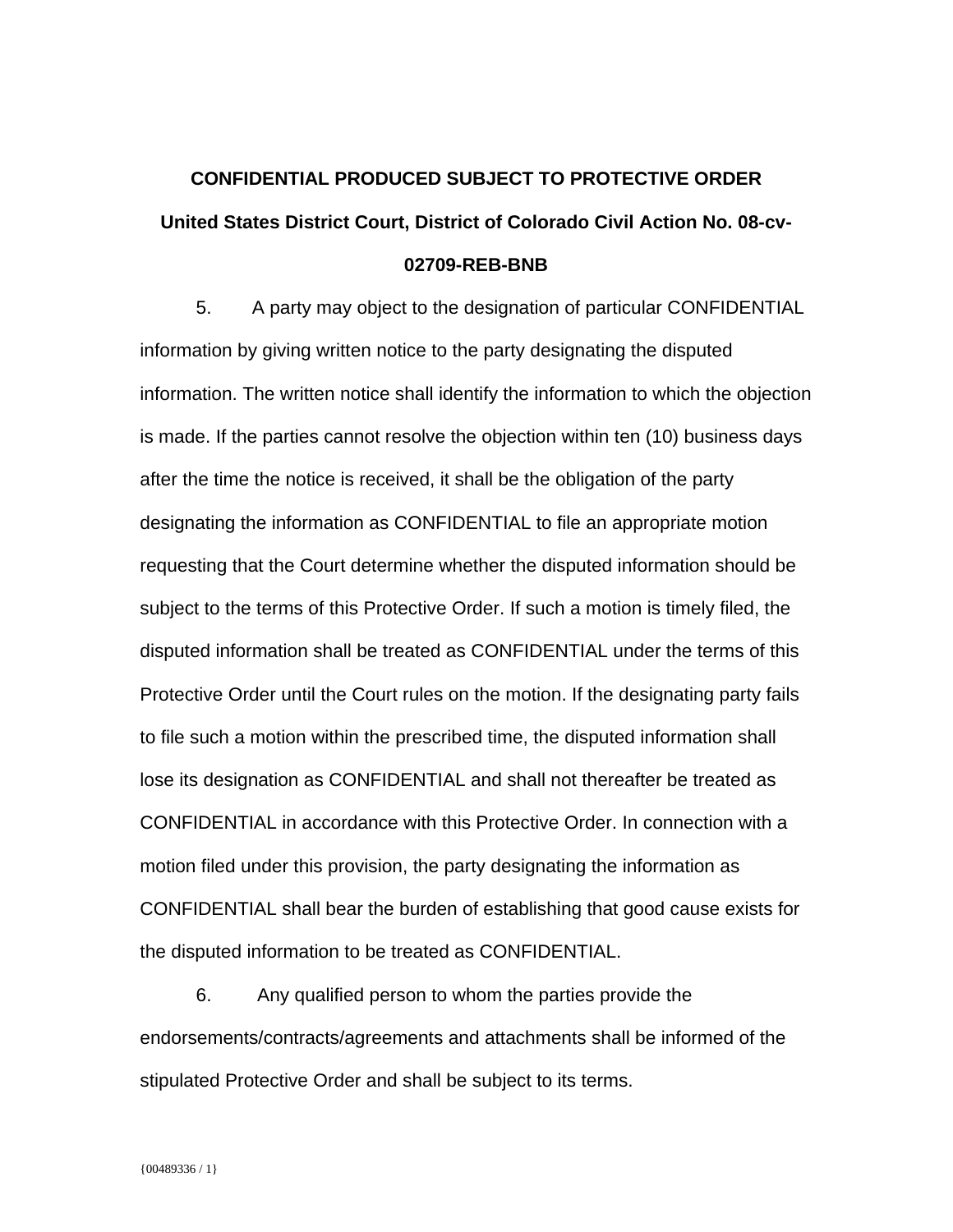**CONFIDENTIAL PRODUCED SUBJECT TO PROTECTIVE ORDER**

**United States District Court, District of Colorado Civil Action No. 08-cv-02709-REB-BNB**

5. A party may object to the designation of particular CONFIDENTIAL information by giving written notice to the party designating the disputed information. The written notice shall identify the information to which the objection is made. If the parties cannot resolve the objection within ten (10) business days after the time the notice is received, it shall be the obligation of the party designating the information as CONFIDENTIAL to file an appropriate motion requesting that the Court determine whether the disputed information should be subject to the terms of this Protective Order. If such a motion is timely filed, the disputed information shall be treated as CONFIDENTIAL under the terms of this Protective Order until the Court rules on the motion. If the designating party fails to file such a motion within the prescribed time, the disputed information shall lose its designation as CONFIDENTIAL and shall not thereafter be treated as CONFIDENTIAL in accordance with this Protective Order. In connection with a motion filed under this provision, the party designating the information as CONFIDENTIAL shall bear the burden of establishing that good cause exists for the disputed information to be treated as CONFIDENTIAL.

6. Any qualified person to whom the parties provide the endorsements/contracts/agreements and attachments shall be informed of the stipulated Protective Order and shall be subject to its terms.

{00489336 / 1}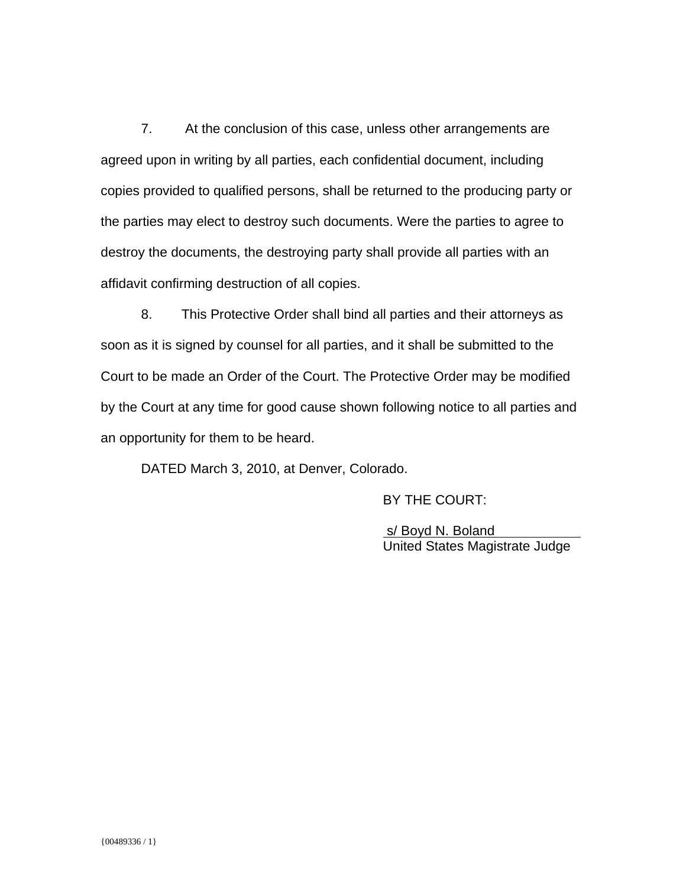7. At the conclusion of this case, unless other arrangements are agreed upon in writing by all parties, each confidential document, including copies provided to qualified persons, shall be returned to the producing party or the parties may elect to destroy such documents. Were the parties to agree to destroy the documents, the destroying party shall provide all parties with an affidavit confirming destruction of all copies.

8. This Protective Order shall bind all parties and their attorneys as soon as it is signed by counsel for all parties, and it shall be submitted to the Court to be made an Order of the Court. The Protective Order may be modified by the Court at any time for good cause shown following notice to all parties and an opportunity for them to be heard.

DATED March 3, 2010, at Denver, Colorado.

BY THE COURT:

s/ Boyd N. Boland
United States Magistrate Judge

{00489336 / 1}